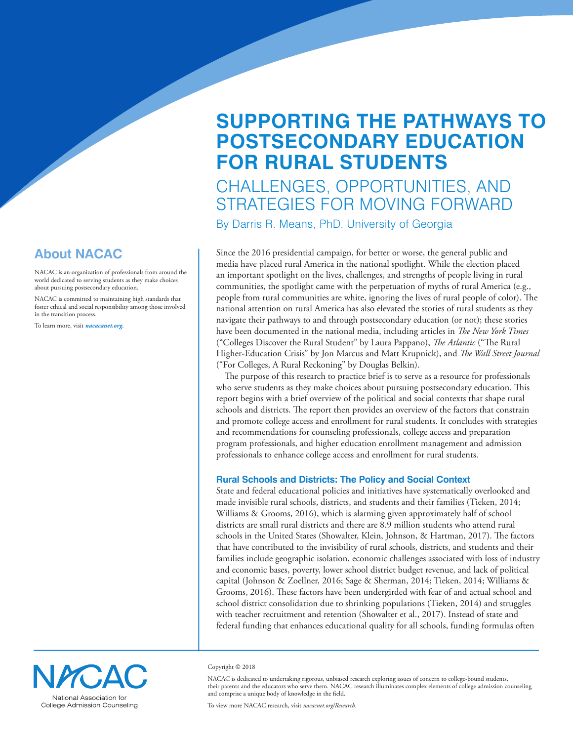# SUPPORTING THE PATHWAYS TO POSTSECONDARY EDUCATION FOR RURAL STUDENTS

## CHALLENGES, OPPORTUNITIES, AND STRATEGIES FOR MOVING FORWARD

By Darris R. Means, PhD, University of Georgia

### About NACAC

NACAC is an organization of professionals from around the world dedicated to serving students as they make choices about pursuing postsecondary education.

NACAC is committed to maintaining high standards that foster ethical and social responsibility among those involved in the transition process.

To learn more, visit ***nacacnet.org***.

Since the 2016 presidential campaign, for better or worse, the general public and media have placed rural America in the national spotlight. While the election placed an important spotlight on the lives, challenges, and strengths of people living in rural communities, the spotlight came with the perpetuation of myths of rural America (e.g., people from rural communities are white, ignoring the lives of rural people of color). The national attention on rural America has also elevated the stories of rural students as they navigate their pathways to and through postsecondary education (or not); these stories have been documented in the national media, including articles in *The New York Times* ("Colleges Discover the Rural Student" by Laura Pappano), *The Atlantic* ("The Rural Higher-Education Crisis" by Jon Marcus and Matt Krupnick), and *The Wall Street Journal* ("For Colleges, A Rural Reckoning" by Douglas Belkin).

The purpose of this research to practice brief is to serve as a resource for professionals who serve students as they make choices about pursuing postsecondary education. This report begins with a brief overview of the political and social contexts that shape rural schools and districts. The report then provides an overview of the factors that constrain and promote college access and enrollment for rural students. It concludes with strategies and recommendations for counseling professionals, college access and preparation program professionals, and higher education enrollment management and admission professionals to enhance college access and enrollment for rural students.

### Rural Schools and Districts: The Policy and Social Context

State and federal educational policies and initiatives have systematically overlooked and made invisible rural schools, districts, and students and their families (Tieken, 2014; Williams & Grooms, 2016), which is alarming given approximately half of school districts are small rural districts and there are 8.9 million students who attend rural schools in the United States (Showalter, Klein, Johnson, & Hartman, 2017). The factors that have contributed to the invisibility of rural schools, districts, and students and their families include geographic isolation, economic challenges associated with loss of industry and economic bases, poverty, lower school district budget revenue, and lack of political capital (Johnson & Zoellner, 2016; Sage & Sherman, 2014; Tieken, 2014; Williams & Grooms, 2016). These factors have been undergirded with fear of and actual school and school district consolidation due to shrinking populations (Tieken, 2014) and struggles with teacher recruitment and retention (Showalter et al., 2017). Instead of state and federal funding that enhances educational quality for all schools, funding formulas often

NACAC
National Association for College Admission Counseling

Copyright © 2018

NACAC is dedicated to undertaking rigorous, unbiased research exploring issues of concern to college-bound students, their parents and the educators who serve them. NACAC research illuminates complex elements of college admission counseling and comprise a unique body of knowledge in the field.

To view more NACAC research, visit *nacacnet.org/Research*.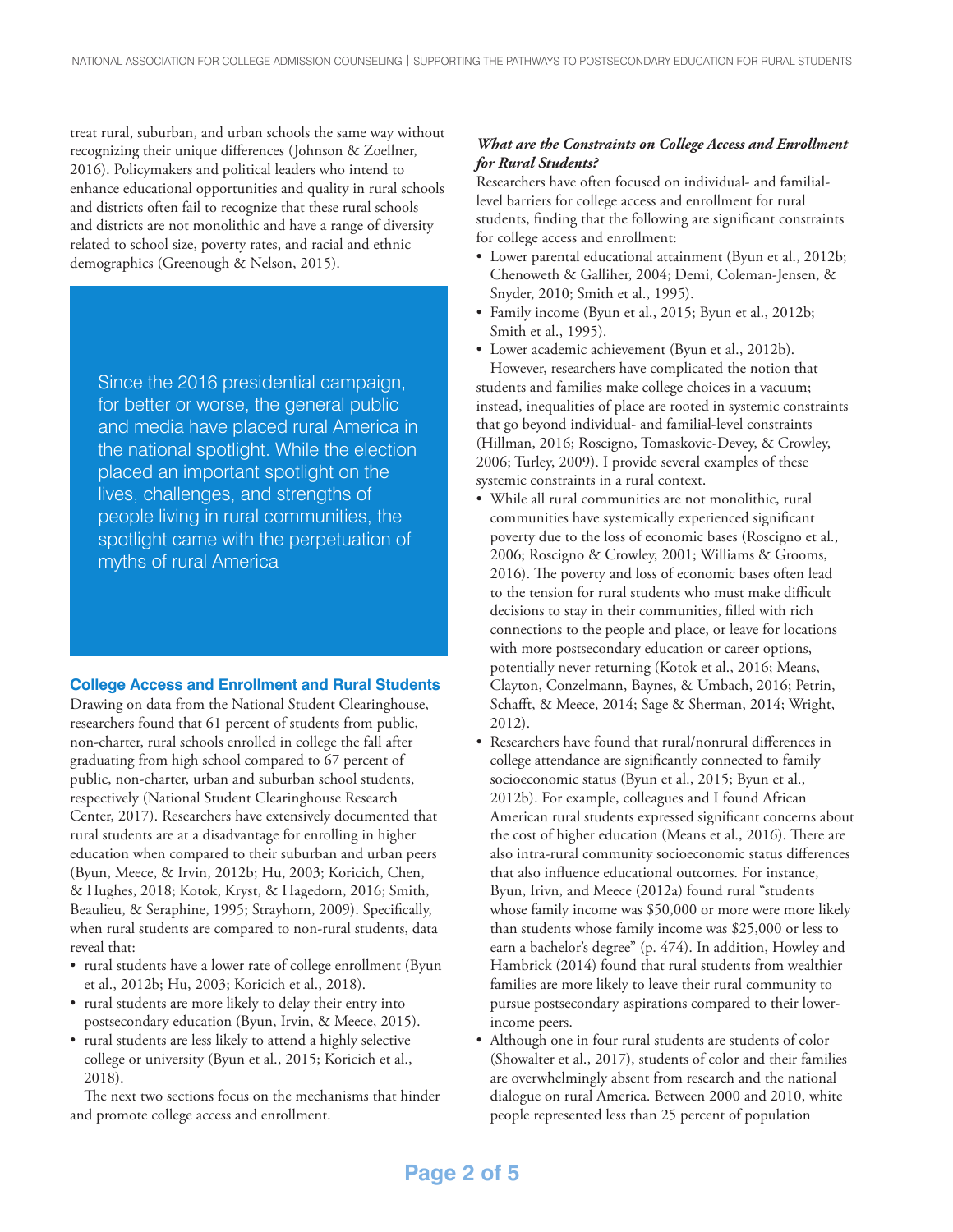treat rural, suburban, and urban schools the same way without recognizing their unique differences (Johnson & Zoellner, 2016). Policymakers and political leaders who intend to enhance educational opportunities and quality in rural schools and districts often fail to recognize that these rural schools and districts are not monolithic and have a range of diversity related to school size, poverty rates, and racial and ethnic demographics (Greenough & Nelson, 2015).

> Since the 2016 presidential campaign, for better or worse, the general public and media have placed rural America in the national spotlight. While the election placed an important spotlight on the lives, challenges, and strengths of people living in rural communities, the spotlight came with the perpetuation of myths of rural America

## College Access and Enrollment and Rural Students

Drawing on data from the National Student Clearinghouse, researchers found that 61 percent of students from public, non-charter, rural schools enrolled in college the fall after graduating from high school compared to 67 percent of public, non-charter, urban and suburban school students, respectively (National Student Clearinghouse Research Center, 2017). Researchers have extensively documented that rural students are at a disadvantage for enrolling in higher education when compared to their suburban and urban peers (Byun, Meece, & Irvin, 2012b; Hu, 2003; Koricich, Chen, & Hughes, 2018; Kotok, Kryst, & Hagedorn, 2016; Smith, Beaulieu, & Seraphine, 1995; Strayhorn, 2009). Specifically, when rural students are compared to non-rural students, data reveal that:

- rural students have a lower rate of college enrollment (Byun et al., 2012b; Hu, 2003; Koricich et al., 2018).
- rural students are more likely to delay their entry into postsecondary education (Byun, Irvin, & Meece, 2015).
- rural students are less likely to attend a highly selective college or university (Byun et al., 2015; Koricich et al., 2018).

The next two sections focus on the mechanisms that hinder and promote college access and enrollment.

### *What are the Constraints on College Access and Enrollment for Rural Students?*

Researchers have often focused on individual- and familial-level barriers for college access and enrollment for rural students, finding that the following are significant constraints for college access and enrollment:

- Lower parental educational attainment (Byun et al., 2012b; Chenoweth & Galliher, 2004; Demi, Coleman-Jensen, & Snyder, 2010; Smith et al., 1995).
- Family income (Byun et al., 2015; Byun et al., 2012b; Smith et al., 1995).
- Lower academic achievement (Byun et al., 2012b).

However, researchers have complicated the notion that students and families make college choices in a vacuum; instead, inequalities of place are rooted in systemic constraints that go beyond individual- and familial-level constraints (Hillman, 2016; Roscigno, Tomaskovic-Devey, & Crowley, 2006; Turley, 2009). I provide several examples of these systemic constraints in a rural context.

- While all rural communities are not monolithic, rural communities have systemically experienced significant poverty due to the loss of economic bases (Roscigno et al., 2006; Roscigno & Crowley, 2001; Williams & Grooms, 2016). The poverty and loss of economic bases often lead to the tension for rural students who must make difficult decisions to stay in their communities, filled with rich connections to the people and place, or leave for locations with more postsecondary education or career options, potentially never returning (Kotok et al., 2016; Means, Clayton, Conzelmann, Baynes, & Umbach, 2016; Petrin, Schafft, & Meece, 2014; Sage & Sherman, 2014; Wright, 2012).
- Researchers have found that rural/nonrural differences in college attendance are significantly connected to family socioeconomic status (Byun et al., 2015; Byun et al., 2012b). For example, colleagues and I found African American rural students expressed significant concerns about the cost of higher education (Means et al., 2016). There are also intra-rural community socioeconomic status differences that also influence educational outcomes. For instance, Byun, Irivn, and Meece (2012a) found rural "students whose family income was $50,000 or more were more likely than students whose family income was $25,000 or less to earn a bachelor's degree" (p. 474). In addition, Howley and Hambrick (2014) found that rural students from wealthier families are more likely to leave their rural community to pursue postsecondary aspirations compared to their lower-income peers.
- Although one in four rural students are students of color (Showalter et al., 2017), students of color and their families are overwhelmingly absent from research and the national dialogue on rural America. Between 2000 and 2010, white people represented less than 25 percent of population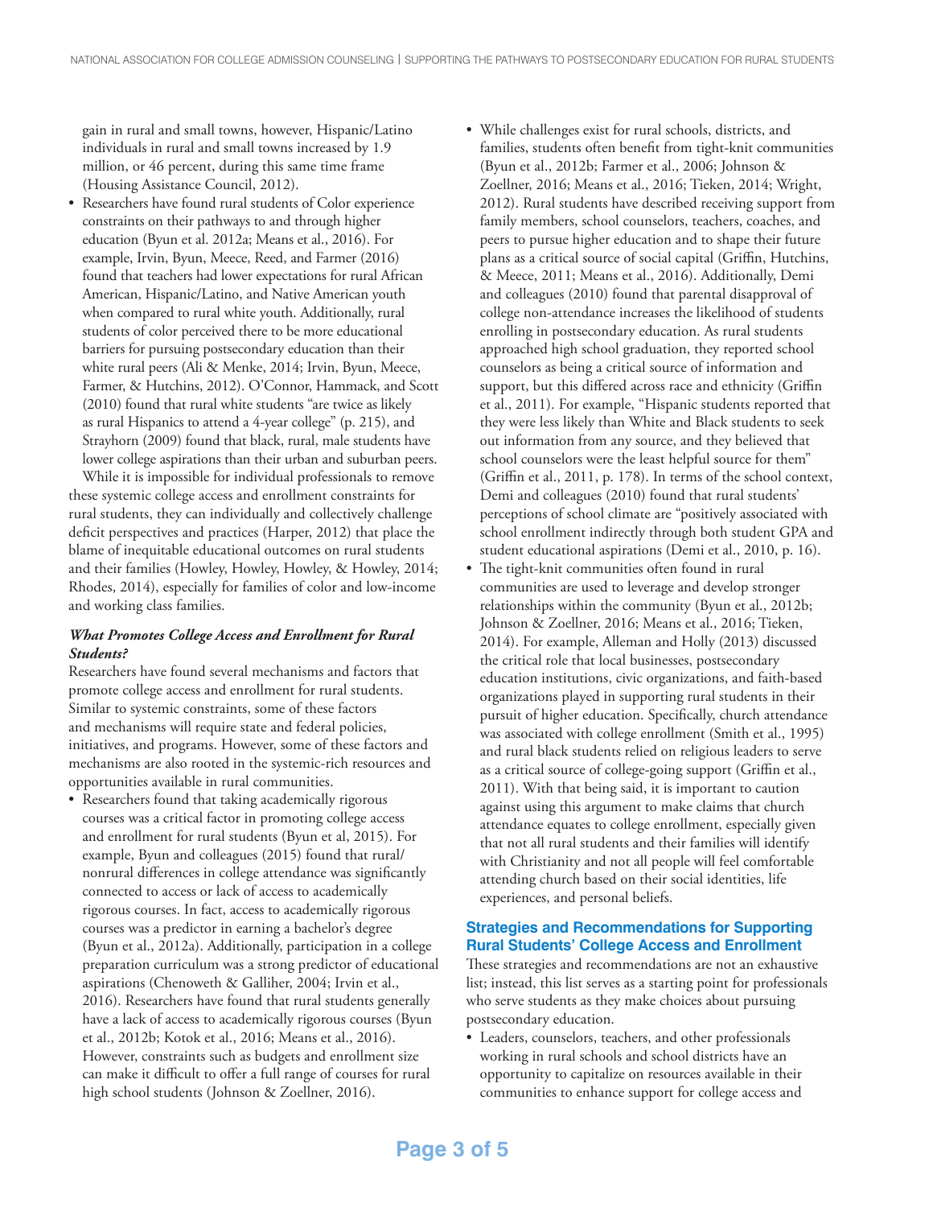gain in rural and small towns, however, Hispanic/Latino individuals in rural and small towns increased by 1.9 million, or 46 percent, during this same time frame (Housing Assistance Council, 2012).

- Researchers have found rural students of Color experience constraints on their pathways to and through higher education (Byun et al. 2012a; Means et al., 2016). For example, Irvin, Byun, Meece, Reed, and Farmer (2016) found that teachers had lower expectations for rural African American, Hispanic/Latino, and Native American youth when compared to rural white youth. Additionally, rural students of color perceived there to be more educational barriers for pursuing postsecondary education than their white rural peers (Ali & Menke, 2014; Irvin, Byun, Meece, Farmer, & Hutchins, 2012). O'Connor, Hammack, and Scott (2010) found that rural white students "are twice as likely as rural Hispanics to attend a 4-year college" (p. 215), and Strayhorn (2009) found that black, rural, male students have lower college aspirations than their urban and suburban peers.

While it is impossible for individual professionals to remove these systemic college access and enrollment constraints for rural students, they can individually and collectively challenge deficit perspectives and practices (Harper, 2012) that place the blame of inequitable educational outcomes on rural students and their families (Howley, Howley, Howley, & Howley, 2014; Rhodes, 2014), especially for families of color and low-income and working class families.

### *What Promotes College Access and Enrollment for Rural Students?*

Researchers have found several mechanisms and factors that promote college access and enrollment for rural students. Similar to systemic constraints, some of these factors and mechanisms will require state and federal policies, initiatives, and programs. However, some of these factors and mechanisms are also rooted in the systemic-rich resources and opportunities available in rural communities.

- Researchers found that taking academically rigorous courses was a critical factor in promoting college access and enrollment for rural students (Byun et al, 2015). For example, Byun and colleagues (2015) found that rural/nonrural differences in college attendance was significantly connected to access or lack of access to academically rigorous courses. In fact, access to academically rigorous courses was a predictor in earning a bachelor's degree (Byun et al., 2012a). Additionally, participation in a college preparation curriculum was a strong predictor of educational aspirations (Chenoweth & Galliher, 2004; Irvin et al., 2016). Researchers have found that rural students generally have a lack of access to academically rigorous courses (Byun et al., 2012b; Kotok et al., 2016; Means et al., 2016). However, constraints such as budgets and enrollment size can make it difficult to offer a full range of courses for rural high school students (Johnson & Zoellner, 2016).
- While challenges exist for rural schools, districts, and families, students often benefit from tight-knit communities (Byun et al., 2012b; Farmer et al., 2006; Johnson & Zoellner, 2016; Means et al., 2016; Tieken, 2014; Wright, 2012). Rural students have described receiving support from family members, school counselors, teachers, coaches, and peers to pursue higher education and to shape their future plans as a critical source of social capital (Griffin, Hutchins, & Meece, 2011; Means et al., 2016). Additionally, Demi and colleagues (2010) found that parental disapproval of college non-attendance increases the likelihood of students enrolling in postsecondary education. As rural students approached high school graduation, they reported school counselors as being a critical source of information and support, but this differed across race and ethnicity (Griffin et al., 2011). For example, "Hispanic students reported that they were less likely than White and Black students to seek out information from any source, and they believed that school counselors were the least helpful source for them" (Griffin et al., 2011, p. 178). In terms of the school context, Demi and colleagues (2010) found that rural students' perceptions of school climate are "positively associated with school enrollment indirectly through both student GPA and student educational aspirations (Demi et al., 2010, p. 16).
- The tight-knit communities often found in rural communities are used to leverage and develop stronger relationships within the community (Byun et al., 2012b; Johnson & Zoellner, 2016; Means et al., 2016; Tieken, 2014). For example, Alleman and Holly (2013) discussed the critical role that local businesses, postsecondary education institutions, civic organizations, and faith-based organizations played in supporting rural students in their pursuit of higher education. Specifically, church attendance was associated with college enrollment (Smith et al., 1995) and rural black students relied on religious leaders to serve as a critical source of college-going support (Griffin et al., 2011). With that being said, it is important to caution against using this argument to make claims that church attendance equates to college enrollment, especially given that not all rural students and their families will identify with Christianity and not all people will feel comfortable attending church based on their social identities, life experiences, and personal beliefs.

## Strategies and Recommendations for Supporting Rural Students' College Access and Enrollment

These strategies and recommendations are not an exhaustive list; instead, this list serves as a starting point for professionals who serve students as they make choices about pursuing postsecondary education.

- Leaders, counselors, teachers, and other professionals working in rural schools and school districts have an opportunity to capitalize on resources available in their communities to enhance support for college access and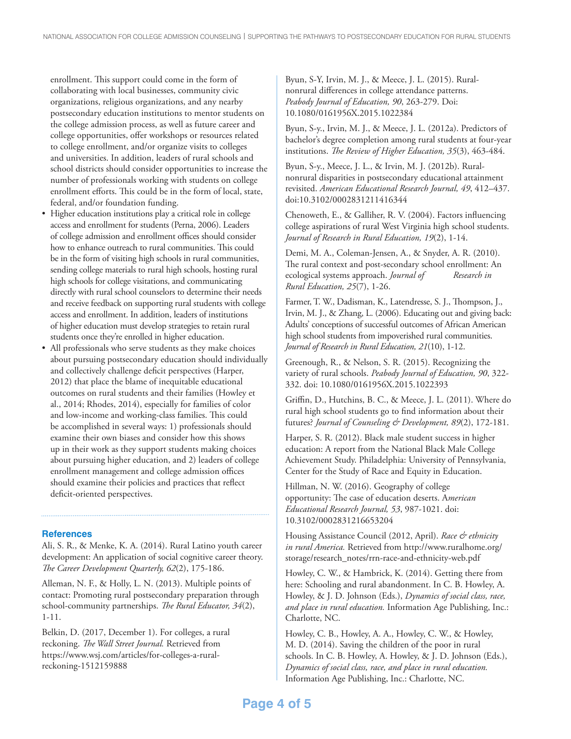enrollment. This support could come in the form of collaborating with local businesses, community civic organizations, religious organizations, and any nearby postsecondary education institutions to mentor students on the college admission process, as well as future career and college opportunities, offer workshops or resources related to college enrollment, and/or organize visits to colleges and universities. In addition, leaders of rural schools and school districts should consider opportunities to increase the number of professionals working with students on college enrollment efforts. This could be in the form of local, state, federal, and/or foundation funding.

- Higher education institutions play a critical role in college access and enrollment for students (Perna, 2006). Leaders of college admission and enrollment offices should consider how to enhance outreach to rural communities. This could be in the form of visiting high schools in rural communities, sending college materials to rural high schools, hosting rural high schools for college visitations, and communicating directly with rural school counselors to determine their needs and receive feedback on supporting rural students with college access and enrollment. In addition, leaders of institutions of higher education must develop strategies to retain rural students once they're enrolled in higher education.
- All professionals who serve students as they make choices about pursuing postsecondary education should individually and collectively challenge deficit perspectives (Harper, 2012) that place the blame of inequitable educational outcomes on rural students and their families (Howley et al., 2014; Rhodes, 2014), especially for families of color and low-income and working-class families. This could be accomplished in several ways: 1) professionals should examine their own biases and consider how this shows up in their work as they support students making choices about pursuing higher education, and 2) leaders of college enrollment management and college admission offices should examine their policies and practices that reflect deficit-oriented perspectives.

## References

Ali, S. R., & Menke, K. A. (2014). Rural Latino youth career development: An application of social cognitive career theory. *The Career Development Quarterly, 62*(2), 175-186.

Alleman, N. F., & Holly, L. N. (2013). Multiple points of contact: Promoting rural postsecondary preparation through school-community partnerships. *The Rural Educator, 34*(2), 1-11.

Belkin, D. (2017, December 1). For colleges, a rural reckoning. *The Wall Street Journal.* Retrieved from https://www.wsj.com/articles/for-colleges-a-rural-reckoning-1512159888

Byun, S-Y, Irvin, M. J., & Meece, J. L. (2015). Rural-nonrural differences in college attendance patterns. *Peabody Journal of Education, 90*, 263-279. Doi: 10.1080/0161956X.2015.1022384

Byun, S-y., Irvin, M. J., & Meece, J. L. (2012a). Predictors of bachelor's degree completion among rural students at four-year institutions. *The Review of Higher Education, 35*(3), 463-484.

Byun, S-y., Meece, J. L., & Irvin, M. J. (2012b). Rural-nonrural disparities in postsecondary educational attainment revisited. *American Educational Research Journal, 49*, 412–437. doi:10.3102/0002831211416344

Chenoweth, E., & Galliher, R. V. (2004). Factors influencing college aspirations of rural West Virginia high school students. *Journal of Research in Rural Education, 19*(2), 1-14.

Demi, M. A., Coleman-Jensen, A., & Snyder, A. R. (2010). The rural context and post-secondary school enrollment: An ecological systems approach. *Journal of Research in Rural Education, 25*(7), 1-26.

Farmer, T. W., Dadisman, K., Latendresse, S. J., Thompson, J., Irvin, M. J., & Zhang, L. (2006). Educating out and giving back: Adults' conceptions of successful outcomes of African American high school students from impoverished rural communities. *Journal of Research in Rural Education, 21*(10), 1-12.

Greenough, R., & Nelson, S. R. (2015). Recognizing the variety of rural schools. *Peabody Journal of Education, 90*, 322-332. doi: 10.1080/0161956X.2015.1022393

Griffin, D., Hutchins, B. C., & Meece, J. L. (2011). Where do rural high school students go to find information about their futures? *Journal of Counseling & Development, 89*(2), 172-181.

Harper, S. R. (2012). Black male student success in higher education: A report from the National Black Male College Achievement Study. Philadelphia: University of Pennsylvania, Center for the Study of Race and Equity in Education.

Hillman, N. W. (2016). Geography of college opportunity: The case of education deserts. A*merican Educational Research Journal, 53*, 987-1021. doi: 10.3102/0002831216653204

Housing Assistance Council (2012, April). *Race & ethnicity in rural America.* Retrieved from http://www.ruralhome.org/storage/research_notes/rrn-race-and-ethnicity-web.pdf

Howley, C. W., & Hambrick, K. (2014). Getting there from here: Schooling and rural abandonment. In C. B. Howley, A. Howley, & J. D. Johnson (Eds.), *Dynamics of social class, race, and place in rural education.* Information Age Publishing, Inc.: Charlotte, NC.

Howley, C. B., Howley, A. A., Howley, C. W., & Howley, M. D. (2014). Saving the children of the poor in rural schools. In C. B. Howley, A. Howley, & J. D. Johnson (Eds.), *Dynamics of social class, race, and place in rural education.* Information Age Publishing, Inc.: Charlotte, NC.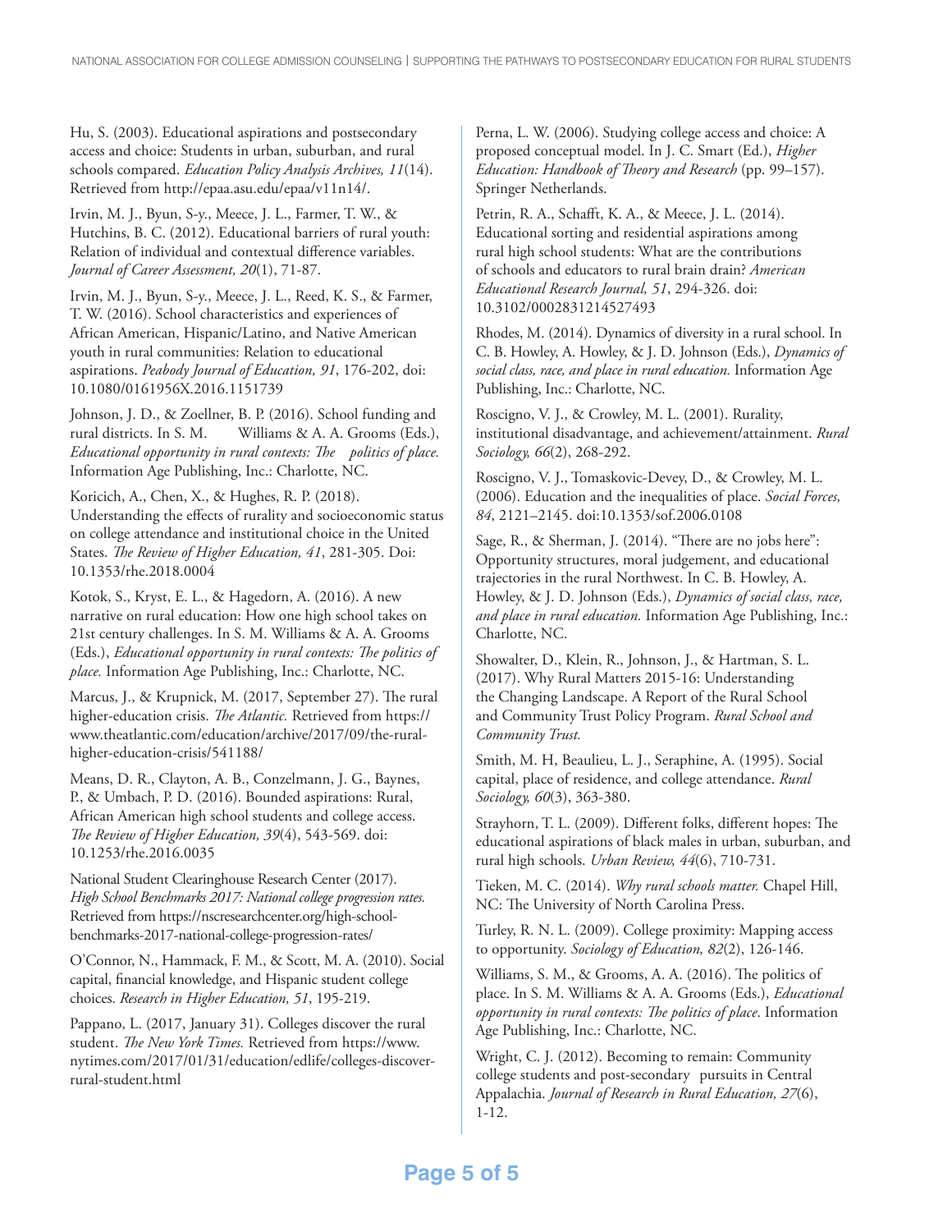Hu, S. (2003). Educational aspirations and postsecondary access and choice: Students in urban, suburban, and rural schools compared. *Education Policy Analysis Archives, 11*(14). Retrieved from http://epaa.asu.edu/epaa/v11n14/.

Irvin, M. J., Byun, S-y., Meece, J. L., Farmer, T. W., & Hutchins, B. C. (2012). Educational barriers of rural youth: Relation of individual and contextual difference variables. *Journal of Career Assessment, 20*(1), 71-87.

Irvin, M. J., Byun, S-y., Meece, J. L., Reed, K. S., & Farmer, T. W. (2016). School characteristics and experiences of African American, Hispanic/Latino, and Native American youth in rural communities: Relation to educational aspirations. *Peabody Journal of Education, 91*, 176-202, doi: 10.1080/0161956X.2016.1151739

Johnson, J. D., & Zoellner, B. P. (2016). School funding and rural districts. In S. M. Williams & A. A. Grooms (Eds.), *Educational opportunity in rural contexts: The politics of place.* Information Age Publishing, Inc.: Charlotte, NC.

Koricich, A., Chen, X., & Hughes, R. P. (2018). Understanding the effects of rurality and socioeconomic status on college attendance and institutional choice in the United States. *The Review of Higher Education, 41*, 281-305. Doi: 10.1353/rhe.2018.0004

Kotok, S., Kryst, E. L., & Hagedorn, A. (2016). A new narrative on rural education: How one high school takes on 21st century challenges. In S. M. Williams & A. A. Grooms (Eds.), *Educational opportunity in rural contexts: The politics of place.* Information Age Publishing, Inc.: Charlotte, NC.

Marcus, J., & Krupnick, M. (2017, September 27). The rural higher-education crisis. *The Atlantic.* Retrieved from https://www.theatlantic.com/education/archive/2017/09/the-rural-higher-education-crisis/541188/

Means, D. R., Clayton, A. B., Conzelmann, J. G., Baynes, P., & Umbach, P. D. (2016). Bounded aspirations: Rural, African American high school students and college access. *The Review of Higher Education, 39*(4), 543-569. doi: 10.1253/rhe.2016.0035

National Student Clearinghouse Research Center (2017). *High School Benchmarks 2017: National college progression rates.* Retrieved from https://nscresearchcenter.org/high-school-benchmarks-2017-national-college-progression-rates/

O'Connor, N., Hammack, F. M., & Scott, M. A. (2010). Social capital, financial knowledge, and Hispanic student college choices. *Research in Higher Education, 51*, 195-219.

Pappano, L. (2017, January 31). Colleges discover the rural student. *The New York Times.* Retrieved from https://www.nytimes.com/2017/01/31/education/edlife/colleges-discover-rural-student.html

Perna, L. W. (2006). Studying college access and choice: A proposed conceptual model. In J. C. Smart (Ed.), *Higher Education: Handbook of Theory and Research* (pp. 99–157). Springer Netherlands.

Petrin, R. A., Schafft, K. A., & Meece, J. L. (2014). Educational sorting and residential aspirations among rural high school students: What are the contributions of schools and educators to rural brain drain? *American Educational Research Journal, 51*, 294-326. doi: 10.3102/0002831214527493

Rhodes, M. (2014). Dynamics of diversity in a rural school. In C. B. Howley, A. Howley, & J. D. Johnson (Eds.), *Dynamics of social class, race, and place in rural education.* Information Age Publishing, Inc.: Charlotte, NC.

Roscigno, V. J., & Crowley, M. L. (2001). Rurality, institutional disadvantage, and achievement/attainment. *Rural Sociology, 66*(2), 268-292.

Roscigno, V. J., Tomaskovic-Devey, D., & Crowley, M. L. (2006). Education and the inequalities of place. *Social Forces, 84*, 2121–2145. doi:10.1353/sof.2006.0108

Sage, R., & Sherman, J. (2014). "There are no jobs here": Opportunity structures, moral judgement, and educational trajectories in the rural Northwest. In C. B. Howley, A. Howley, & J. D. Johnson (Eds.), *Dynamics of social class, race, and place in rural education.* Information Age Publishing, Inc.: Charlotte, NC.

Showalter, D., Klein, R., Johnson, J., & Hartman, S. L. (2017). Why Rural Matters 2015-16: Understanding the Changing Landscape. A Report of the Rural School and Community Trust Policy Program. *Rural School and Community Trust.*

Smith, M. H, Beaulieu, L. J., Seraphine, A. (1995). Social capital, place of residence, and college attendance. *Rural Sociology, 60*(3), 363-380.

Strayhorn, T. L. (2009). Different folks, different hopes: The educational aspirations of black males in urban, suburban, and rural high schools. *Urban Review, 44*(6), 710-731.

Tieken, M. C. (2014). *Why rural schools matter.* Chapel Hill, NC: The University of North Carolina Press.

Turley, R. N. L. (2009). College proximity: Mapping access to opportunity. *Sociology of Education, 82*(2), 126-146.

Williams, S. M., & Grooms, A. A. (2016). The politics of place. In S. M. Williams & A. A. Grooms (Eds.), *Educational opportunity in rural contexts: The politics of place*. Information Age Publishing, Inc.: Charlotte, NC.

Wright, C. J. (2012). Becoming to remain: Community college students and post-secondary pursuits in Central Appalachia. *Journal of Research in Rural Education, 27*(6), 1-12.